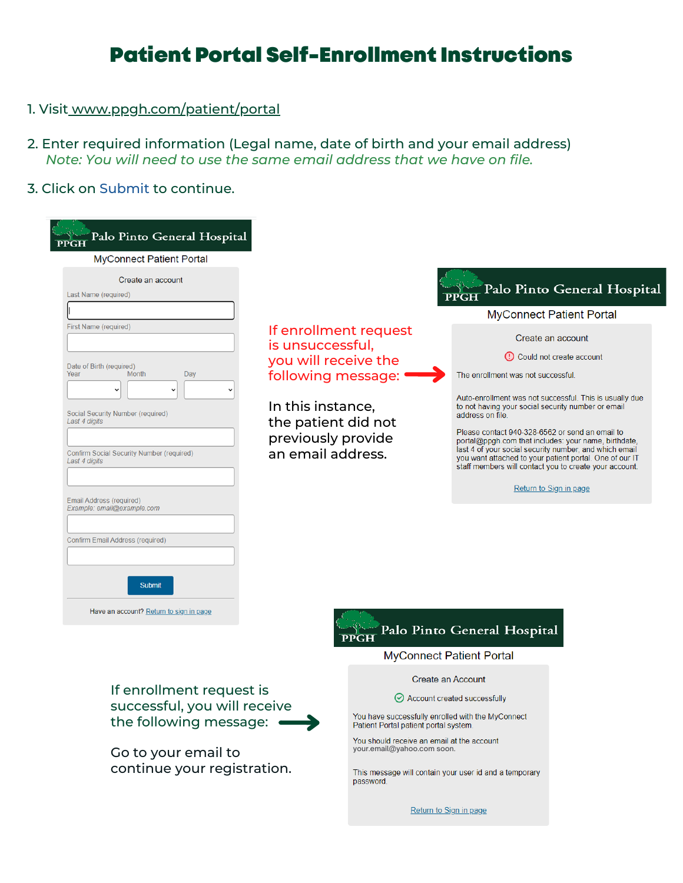# Patient Portal Self-Enrollment Instructions

1. Visit www.ppgh.com/patient/portal
2. Enter required information (Legal name, date of birth and your email address)
   *Note: You will need to use the same email address that we have on file.*
3. Click on Submit to continue.

PPGH Palo Pinto General Hospital

MyConnect Patient Portal

Create an account

Last Name (required)

First Name (required)

Date of Birth (required)
Year Month Day

Social Security Number (required)
*Last 4 digits*

Confirm Social Security Number (required)
*Last 4 digits*

Email Address (required)
*Example: email@example.com*

Confirm Email Address (required)

Submit

Have an account? Return to sign in page

If enrollment request is unsuccessful, you will receive the following message:

In this instance, the patient did not previously provide an email address.

PPGH Palo Pinto General Hospital

MyConnect Patient Portal

Create an account

Could not create account

The enrollment was not successful.

Auto-enrollment was not successful. This is usually due to not having your social security number or email address on file.

Please contact 940-328-6562 or send an email to portal@ppgh.com that includes: your name, birthdate, last 4 of your social security number, and which email you want attached to your patient portal. One of our IT staff members will contact you to create your account.

Return to Sign in page

If enrollment request is successful, you will receive the following message:

Go to your email to continue your registration.

PPGH Palo Pinto General Hospital

MyConnect Patient Portal

Create an Account

Account created successfully

You have successfully enrolled with the MyConnect Patient Portal patient portal system.

You should receive an email at the account your.email@yahoo.com soon.

This message will contain your user id and a temporary password.

Return to Sign in page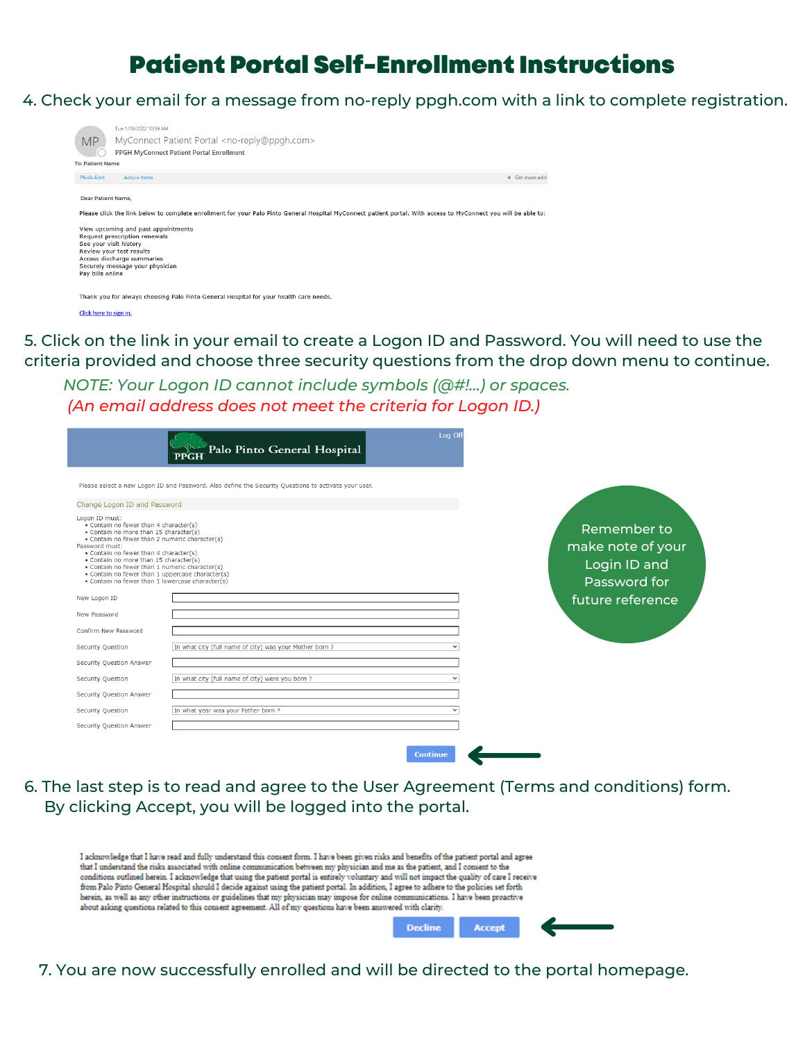# Patient Portal Self-Enrollment Instructions

4. Check your email for a message from no-reply ppgh.com with a link to complete registration.

Tue 1/18/2022 10:59 AM

MyConnect Patient Portal <no-reply@ppgh.com>

PPGH MyConnect Patient Portal Enrollment

To: Patient Name

Phish Alert    Action Items    + Get more add-

Dear Patient Name,

Please click the link below to complete enrollment for your Palo Pinto General Hospital MyConnect patient portal. With access to MyConnect you will be able to:

View upcoming and past appointments
Request prescription renewals
See your visit history
Review your test results
Access discharge summaries
Securely message your physician
Pay bills online

Thank you for always choosing Palo Pinto General Hospital for your health care needs.

Click here to sign in.

5. Click on the link in your email to create a Logon ID and Password. You will need to use the criteria provided and choose three security questions from the drop down menu to continue.

*NOTE: Your Logon ID cannot include symbols (@#!...) or spaces.*

*(An email address does not meet the criteria for Logon ID.)*

PPGH Palo Pinto General Hospital    Log Off

Please select a new Logon ID and Password. Also define the Security Questions to activate your user.

Change Logon ID and Password

Logon ID must:
- Contain no fewer than 4 character(s)
- Contain no more than 15 character(s)
- Contain no fewer than 2 numeric character(s)

Password must:
- Contain no fewer than 4 character(s)
- Contain no more than 15 character(s)
- Contain no fewer than 1 numeric character(s)
- Contain no fewer than 1 uppercase character(s)
- Contain no fewer than 1 lowercase character(s)

New Logon ID

New Password

Confirm New Password

Security Question: In what city (full name of city) was your Mother born ?

Security Question Answer

Security Question: In what city (full name of city) were you born ?

Security Question Answer

Security Question: In what year was your Father born ?

Security Question Answer

Continue

Remember to make note of your Login ID and Password for future reference

6. The last step is to read and agree to the User Agreement (Terms and conditions) form. By clicking Accept, you will be logged into the portal.

I acknowledge that I have read and fully understand this consent form. I have been given risks and benefits of the patient portal and agree that I understand the risks associated with online communication between my physician and me as the patient, and I consent to the conditions outlined herein. I acknowledge that using the patient portal is entirely voluntary and will not impact the quality of care I receive from Palo Pinto General Hospital should I decide against using the patient portal. In addition, I agree to adhere to the policies set forth herein, as well as any other instructions or guidelines that my physician may impose for online communications. I have been proactive about asking questions related to this consent agreement. All of my questions have been answered with clarity.

Decline    Accept

7. You are now successfully enrolled and will be directed to the portal homepage.